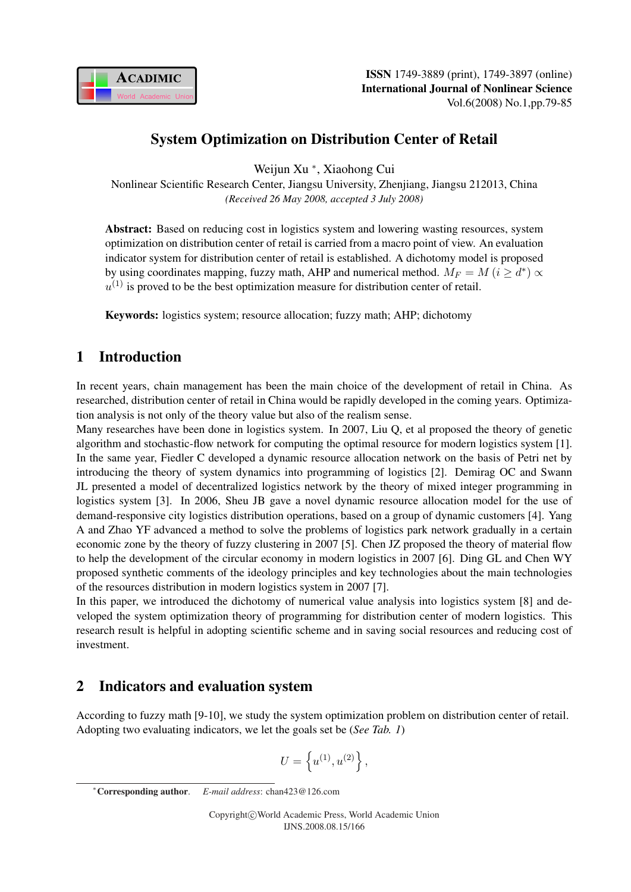# System Optimization on Distribution Center of Retail

Weijun Xu *, Xiaohong Cui

Nonlinear Scientific Research Center, Jiangsu University, Zhenjiang, Jiangsu 212013, China

*(Received 26 May 2008, accepted 3 July 2008)*

**Abstract:** Based on reducing cost in logistics system and lowering wasting resources, system optimization on distribution center of retail is carried from a macro point of view. An evaluation indicator system for distribution center of retail is established. A dichotomy model is proposed by using coordinates mapping, fuzzy math, AHP and numerical method. $M_F = M\,(i \geq d^*) \propto u^{(1)}$ is proved to be the best optimization measure for distribution center of retail.

**Keywords:** logistics system; resource allocation; fuzzy math; AHP; dichotomy

## 1 Introduction

In recent years, chain management has been the main choice of the development of retail in China. As researched, distribution center of retail in China would be rapidly developed in the coming years. Optimization analysis is not only of the theory value but also of the realism sense.

Many researches have been done in logistics system. In 2007, Liu Q, et al proposed the theory of genetic algorithm and stochastic-flow network for computing the optimal resource for modern logistics system [1]. In the same year, Fiedler C developed a dynamic resource allocation network on the basis of Petri net by introducing the theory of system dynamics into programming of logistics [2]. Demirag OC and Swann JL presented a model of decentralized logistics network by the theory of mixed integer programming in logistics system [3]. In 2006, Sheu JB gave a novel dynamic resource allocation model for the use of demand-responsive city logistics distribution operations, based on a group of dynamic customers [4]. Yang A and Zhao YF advanced a method to solve the problems of logistics park network gradually in a certain economic zone by the theory of fuzzy clustering in 2007 [5]. Chen JZ proposed the theory of material flow to help the development of the circular economy in modern logistics in 2007 [6]. Ding GL and Chen WY proposed synthetic comments of the ideology principles and key technologies about the main technologies of the resources distribution in modern logistics system in 2007 [7].

In this paper, we introduced the dichotomy of numerical value analysis into logistics system [8] and developed the system optimization theory of programming for distribution center of modern logistics. This research result is helpful in adopting scientific scheme and in saving social resources and reducing cost of investment.

## 2 Indicators and evaluation system

According to fuzzy math [9-10], we study the system optimization problem on distribution center of retail. Adopting two evaluating indicators, we let the goals set be (*See Tab. 1*)

$$U = \left\{ u^{(1)}, u^{(2)} \right\},$$

*Corresponding author. *E-mail address*: chan423@126.com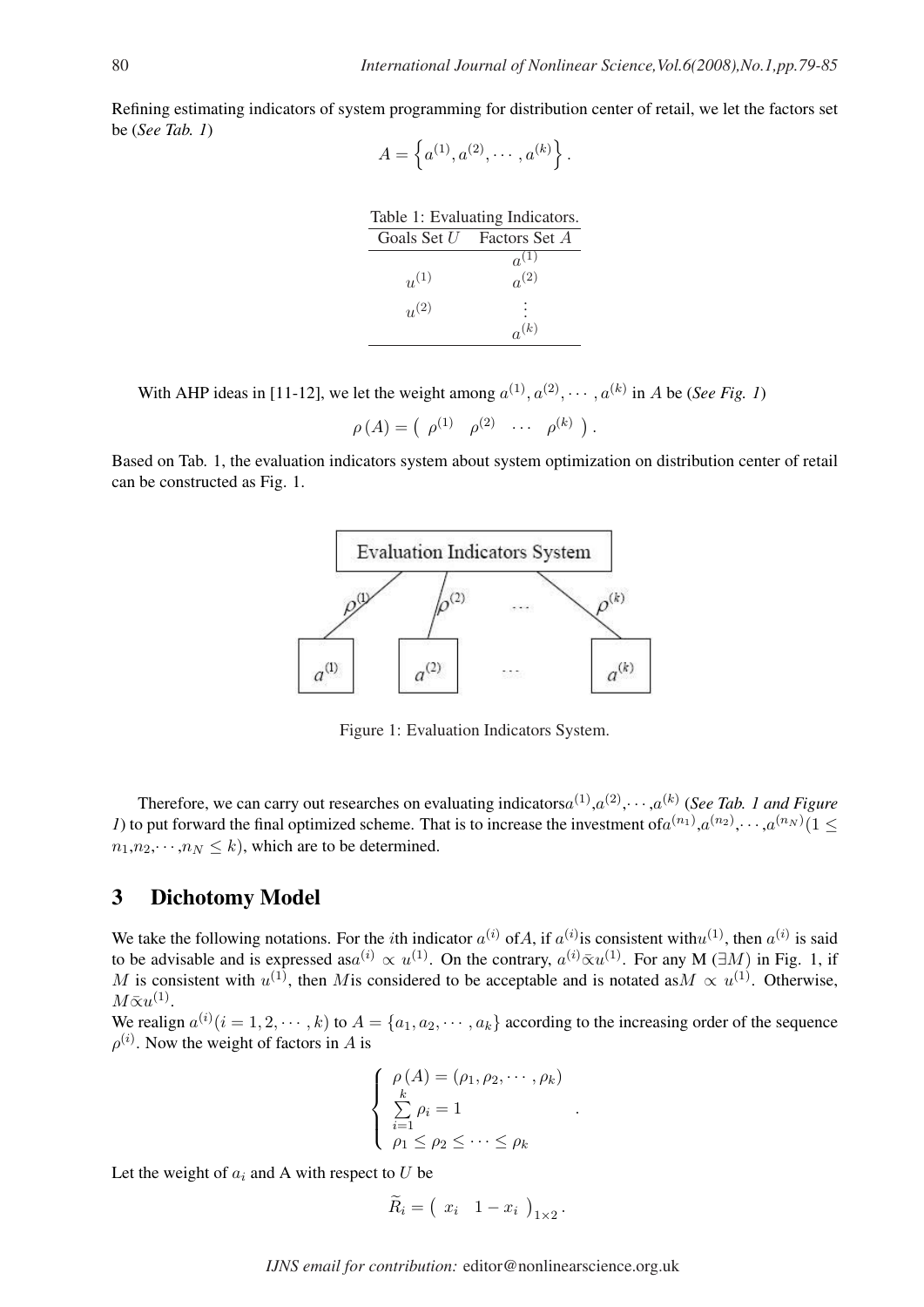Refining estimating indicators of system programming for distribution center of retail, we let the factors set be (*See Tab. 1*)

$$A = \left\{ a^{(1)}, a^{(2)}, \cdots, a^{(k)} \right\}.$$

Table 1: Evaluating Indicators.

| Goals Set $U$ | Factors Set $A$ |
|---|---|
| | $a^{(1)}$ |
| $u^{(1)}$ | $a^{(2)}$ |
| $u^{(2)}$ | $\vdots$ |
| | $a^{(k)}$ |

With AHP ideas in [11-12], we let the weight among $a^{(1)}, a^{(2)}, \cdots, a^{(k)}$ in $A$ be (*See Fig. 1*)

$$\rho(A) = \begin{pmatrix} \rho^{(1)} & \rho^{(2)} & \cdots & \rho^{(k)} \end{pmatrix}.$$

Based on Tab. 1, the evaluation indicators system about system optimization on distribution center of retail can be constructed as Fig. 1.

Figure 1: Evaluation Indicators System.

Therefore, we can carry out researches on evaluating indicators $a^{(1)}$, $a^{(2)}$, $\cdots$, $a^{(k)}$ (*See Tab. 1 and Figure 1*) to put forward the final optimized scheme. That is to increase the investment of $a^{(n_1)}$, $a^{(n_2)}$, $\cdots$, $a^{(n_N)}$ $(1 \leq n_1, n_2, \cdots, n_N \leq k)$, which are to be determined.

## 3 Dichotomy Model

We take the following notations. For the $i$th indicator $a^{(i)}$ of $A$, if $a^{(i)}$ is consistent with $u^{(1)}$, then $a^{(i)}$ is said to be advisable and is expressed as $a^{(i)} \propto u^{(1)}$. On the contrary, $a^{(i)} \bar{\propto} u^{(1)}$. For any M $(\exists M)$ in Fig. 1, if $M$ is consistent with $u^{(1)}$, then $M$ is considered to be acceptable and is notated as $M \propto u^{(1)}$. Otherwise, $M \bar{\propto} u^{(1)}$.

We realign $a^{(i)} (i = 1, 2, \cdots, k)$ to $A = \{a_1, a_2, \cdots, a_k\}$ according to the increasing order of the sequence $\rho^{(i)}$. Now the weight of factors in $A$ is

$$\begin{cases} \rho(A) = (\rho_1, \rho_2, \cdots, \rho_k) \\ \sum\limits_{i=1}^{k} \rho_i = 1 \\ \rho_1 \leq \rho_2 \leq \cdots \leq \rho_k \end{cases}.$$

Let the weight of $a_i$ and A with respect to $U$ be

$$\widetilde{R}_i = \begin{pmatrix} x_i & 1 - x_i \end{pmatrix}_{1 \times 2}.$$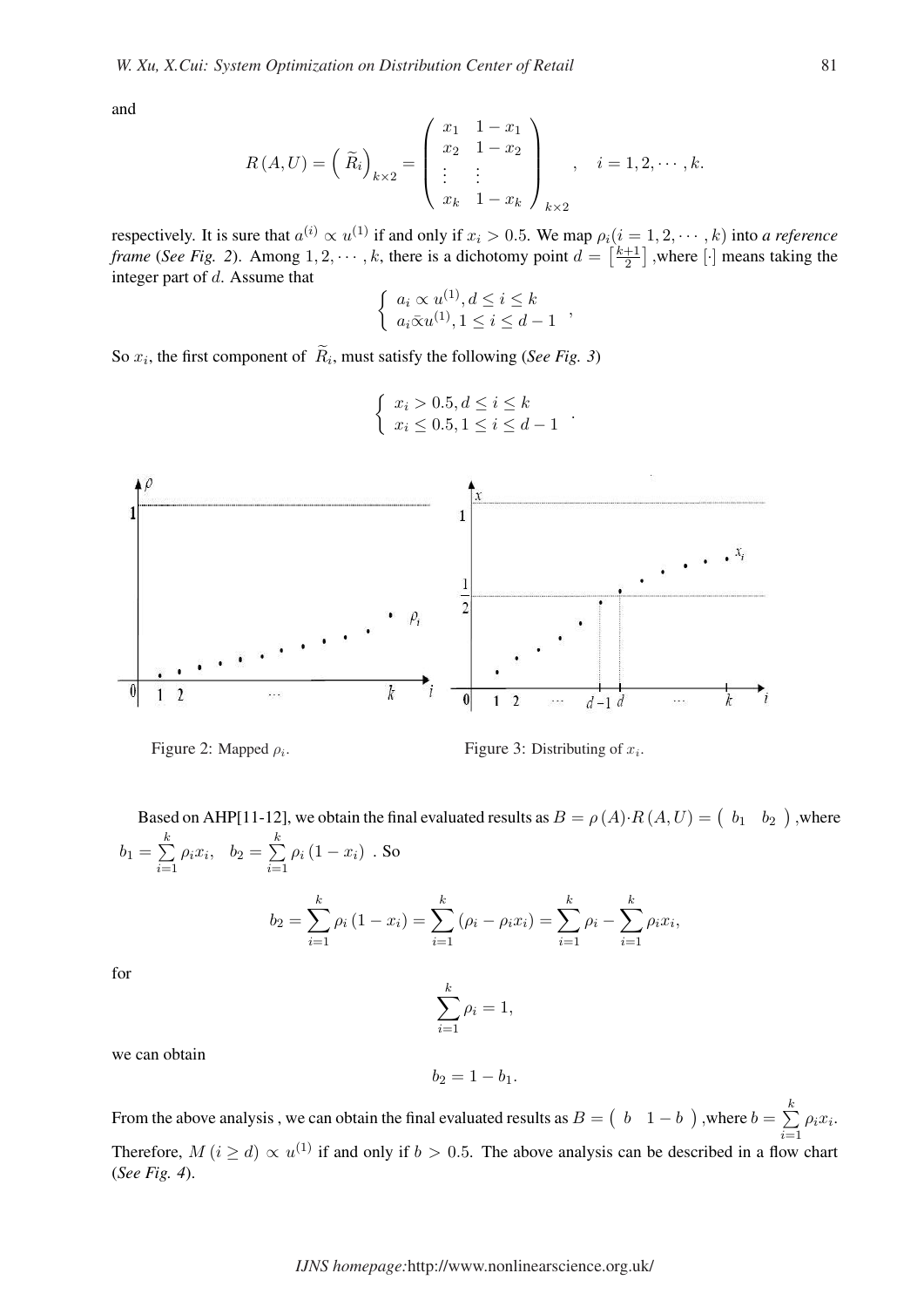and

$$R(A,U) = \left(\widetilde{R}_i\right)_{k\times 2} = \begin{pmatrix} x_1 & 1-x_1 \\ x_2 & 1-x_2 \\ \vdots & \vdots \\ x_k & 1-x_k \end{pmatrix}_{k\times 2}, \quad i = 1,2,\cdots,k.$$

respectively. It is sure that $a^{(i)} \propto u^{(1)}$ if and only if $x_i > 0.5$. We map $\rho_i (i = 1,2,\cdots,k)$ into *a reference frame* (*See Fig. 2*). Among $1,2,\cdots,k$, there is a dichotomy point $d = \left[\frac{k+1}{2}\right]$ ,where $[\cdot]$ means taking the integer part of $d$. Assume that

$$\begin{cases} a_i \propto u^{(1)}, d \le i \le k \\ a_i \bar{\propto} u^{(1)}, 1 \le i \le d-1 \end{cases},$$

So $x_i$, the first component of $\widetilde{R}_i$, must satisfy the following (*See Fig. 3*)

$$\begin{cases} x_i > 0.5, d \le i \le k \\ x_i \le 0.5, 1 \le i \le d-1 \end{cases}.$$

Figure 2: Mapped $\rho_i$.

Figure 3: Distributing of $x_i$.

Based on AHP[11-12], we obtain the final evaluated results as $B = \rho(A)\cdot R(A,U) = \begin{pmatrix} b_1 & b_2 \end{pmatrix}$ ,where $b_1 = \sum\limits_{i=1}^{k} \rho_i x_i, \quad b_2 = \sum\limits_{i=1}^{k} \rho_i (1-x_i)$ . So

$$b_2 = \sum_{i=1}^{k} \rho_i (1-x_i) = \sum_{i=1}^{k} (\rho_i - \rho_i x_i) = \sum_{i=1}^{k} \rho_i - \sum_{i=1}^{k} \rho_i x_i,$$

for

$$\sum_{i=1}^{k} \rho_i = 1,$$

we can obtain

$$b_2 = 1 - b_1.$$

From the above analysis , we can obtain the final evaluated results as $B = \begin{pmatrix} b & 1-b \end{pmatrix}$ ,where $b = \sum\limits_{i=1}^{k} \rho_i x_i$. Therefore, $M(i \ge d) \propto u^{(1)}$ if and only if $b > 0.5$. The above analysis can be described in a flow chart (*See Fig. 4*).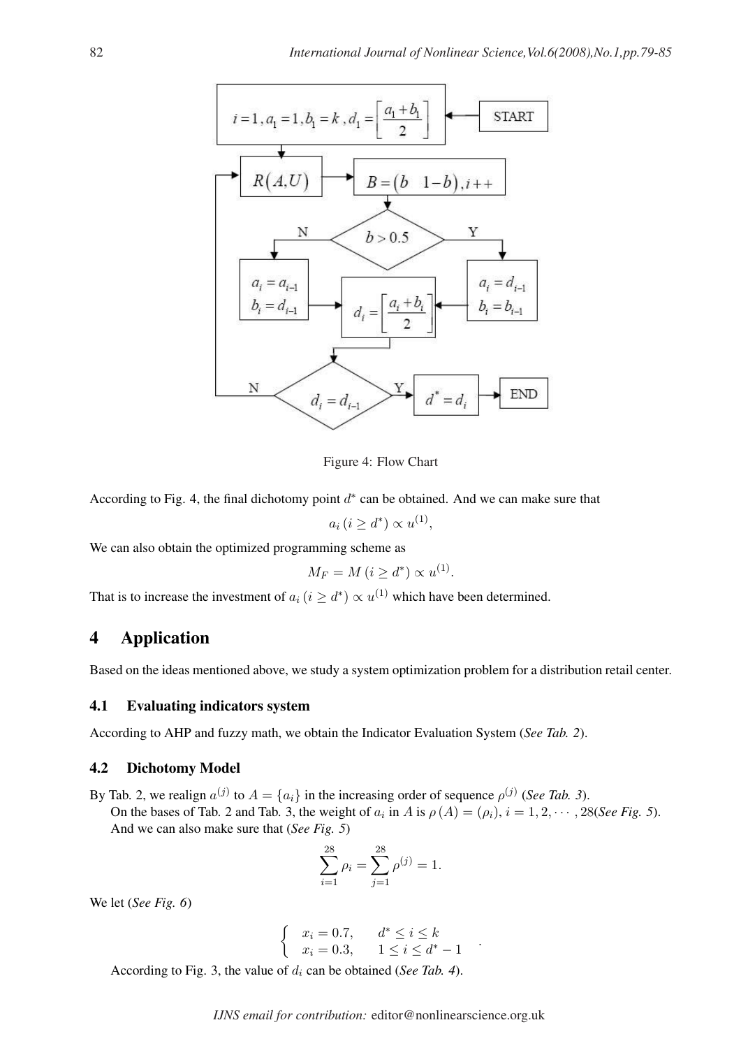Figure 4: Flow Chart

According to Fig. 4, the final dichotomy point $d^*$ can be obtained. And we can make sure that

$$a_i\,(i \geq d^*) \propto u^{(1)},$$

We can also obtain the optimized programming scheme as

$$M_F = M\,(i \geq d^*) \propto u^{(1)}.$$

That is to increase the investment of $a_i\,(i \geq d^*) \propto u^{(1)}$ which have been determined.

## 4 Application

Based on the ideas mentioned above, we study a system optimization problem for a distribution retail center.

### 4.1 Evaluating indicators system

According to AHP and fuzzy math, we obtain the Indicator Evaluation System (*See Tab. 2*).

### 4.2 Dichotomy Model

By Tab. 2, we realign $a^{(j)}$ to $A = \{a_i\}$ in the increasing order of sequence $\rho^{(j)}$ (*See Tab. 3*).

On the bases of Tab. 2 and Tab. 3, the weight of $a_i$ in $A$ is $\rho(A) = (\rho_i)$, $i = 1, 2, \cdots, 28$(*See Fig. 5*).

And we can also make sure that (*See Fig. 5*)

$$\sum_{i=1}^{28} \rho_i = \sum_{j=1}^{28} \rho^{(j)} = 1.$$

We let (*See Fig. 6*)

$$\begin{cases} x_i = 0.7, & d^* \leq i \leq k \\ x_i = 0.3, & 1 \leq i \leq d^* - 1 \end{cases}.$$

According to Fig. 3, the value of $d_i$ can be obtained (*See Tab. 4*).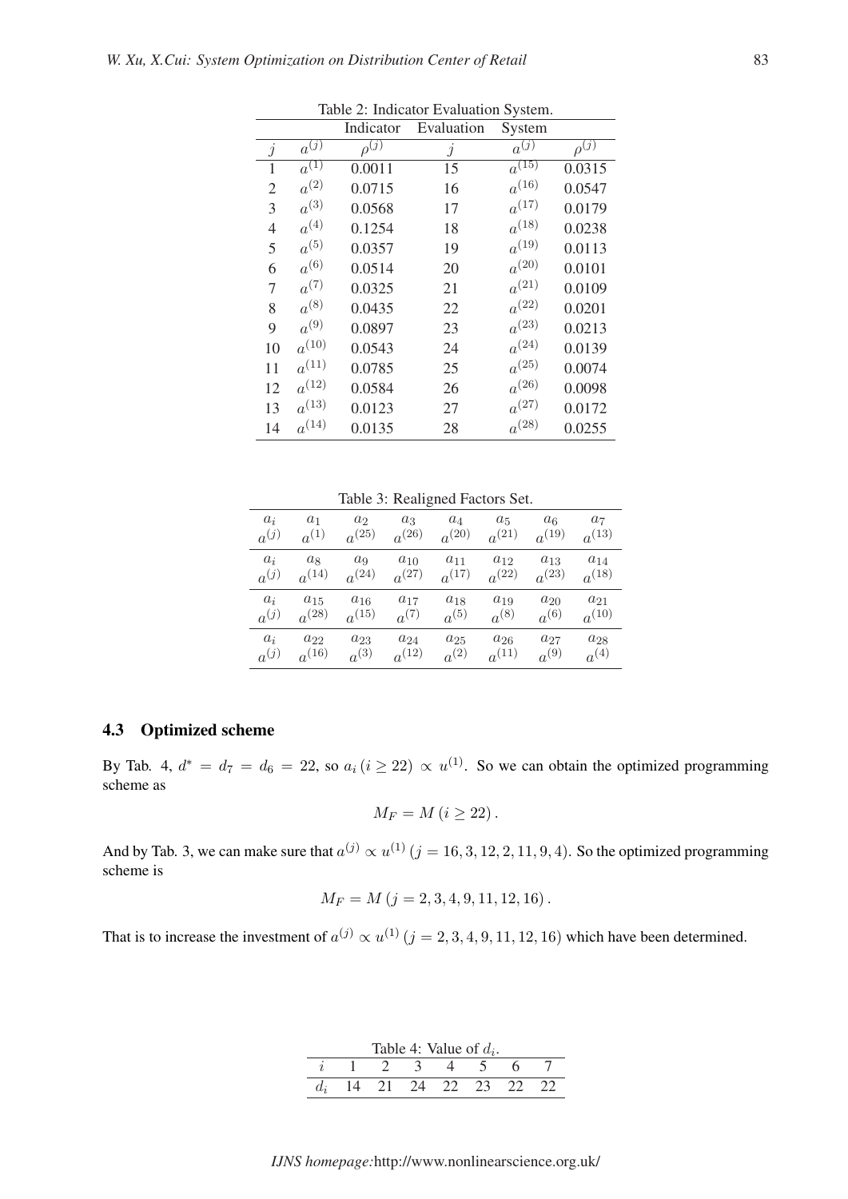Table 2: Indicator Evaluation System.

| Indicator | | Evaluation | System | | |
|---|---|---|---|---|---|
| $j$ | $a^{(j)}$ | $\rho^{(j)}$ | $j$ | $a^{(j)}$ | $\rho^{(j)}$ |
| 1 | $a^{(1)}$ | 0.0011 | 15 | $a^{(15)}$ | 0.0315 |
| 2 | $a^{(2)}$ | 0.0715 | 16 | $a^{(16)}$ | 0.0547 |
| 3 | $a^{(3)}$ | 0.0568 | 17 | $a^{(17)}$ | 0.0179 |
| 4 | $a^{(4)}$ | 0.1254 | 18 | $a^{(18)}$ | 0.0238 |
| 5 | $a^{(5)}$ | 0.0357 | 19 | $a^{(19)}$ | 0.0113 |
| 6 | $a^{(6)}$ | 0.0514 | 20 | $a^{(20)}$ | 0.0101 |
| 7 | $a^{(7)}$ | 0.0325 | 21 | $a^{(21)}$ | 0.0109 |
| 8 | $a^{(8)}$ | 0.0435 | 22 | $a^{(22)}$ | 0.0201 |
| 9 | $a^{(9)}$ | 0.0897 | 23 | $a^{(23)}$ | 0.0213 |
| 10 | $a^{(10)}$ | 0.0543 | 24 | $a^{(24)}$ | 0.0139 |
| 11 | $a^{(11)}$ | 0.0785 | 25 | $a^{(25)}$ | 0.0074 |
| 12 | $a^{(12)}$ | 0.0584 | 26 | $a^{(26)}$ | 0.0098 |
| 13 | $a^{(13)}$ | 0.0123 | 27 | $a^{(27)}$ | 0.0172 |
| 14 | $a^{(14)}$ | 0.0135 | 28 | $a^{(28)}$ | 0.0255 |

Table 3: Realigned Factors Set.

| $a_i$ | $a_1$ | $a_2$ | $a_3$ | $a_4$ | $a_5$ | $a_6$ | $a_7$ |
|---|---|---|---|---|---|---|---|
| $a^{(j)}$ | $a^{(1)}$ | $a^{(25)}$ | $a^{(26)}$ | $a^{(20)}$ | $a^{(21)}$ | $a^{(19)}$ | $a^{(13)}$ |
| $a_i$ | $a_8$ | $a_9$ | $a_{10}$ | $a_{11}$ | $a_{12}$ | $a_{13}$ | $a_{14}$ |
| $a^{(j)}$ | $a^{(14)}$ | $a^{(24)}$ | $a^{(27)}$ | $a^{(17)}$ | $a^{(22)}$ | $a^{(23)}$ | $a^{(18)}$ |
| $a_i$ | $a_{15}$ | $a_{16}$ | $a_{17}$ | $a_{18}$ | $a_{19}$ | $a_{20}$ | $a_{21}$ |
| $a^{(j)}$ | $a^{(28)}$ | $a^{(15)}$ | $a^{(7)}$ | $a^{(5)}$ | $a^{(8)}$ | $a^{(6)}$ | $a^{(10)}$ |
| $a_i$ | $a_{22}$ | $a_{23}$ | $a_{24}$ | $a_{25}$ | $a_{26}$ | $a_{27}$ | $a_{28}$ |
| $a^{(j)}$ | $a^{(16)}$ | $a^{(3)}$ | $a^{(12)}$ | $a^{(2)}$ | $a^{(11)}$ | $a^{(9)}$ | $a^{(4)}$ |

### 4.3 Optimized scheme

By Tab. 4, $d^* = d_7 = d_6 = 22$, so $a_i\,(i \geq 22) \propto u^{(1)}$. So we can obtain the optimized programming scheme as

$$M_F = M\,(i \geq 22)\,.$$

And by Tab. 3, we can make sure that $a^{(j)} \propto u^{(1)}\,(j = 16, 3, 12, 2, 11, 9, 4)$. So the optimized programming scheme is

$$M_F = M\,(j = 2, 3, 4, 9, 11, 12, 16)\,.$$

That is to increase the investment of $a^{(j)} \propto u^{(1)}\,(j = 2, 3, 4, 9, 11, 12, 16)$ which have been determined.

Table 4: Value of $d_i$.

| $i$ | 1 | 2 | 3 | 4 | 5 | 6 | 7 |
|---|---|---|---|---|---|---|---|
| $d_i$ | 14 | 21 | 24 | 22 | 23 | 22 | 22 |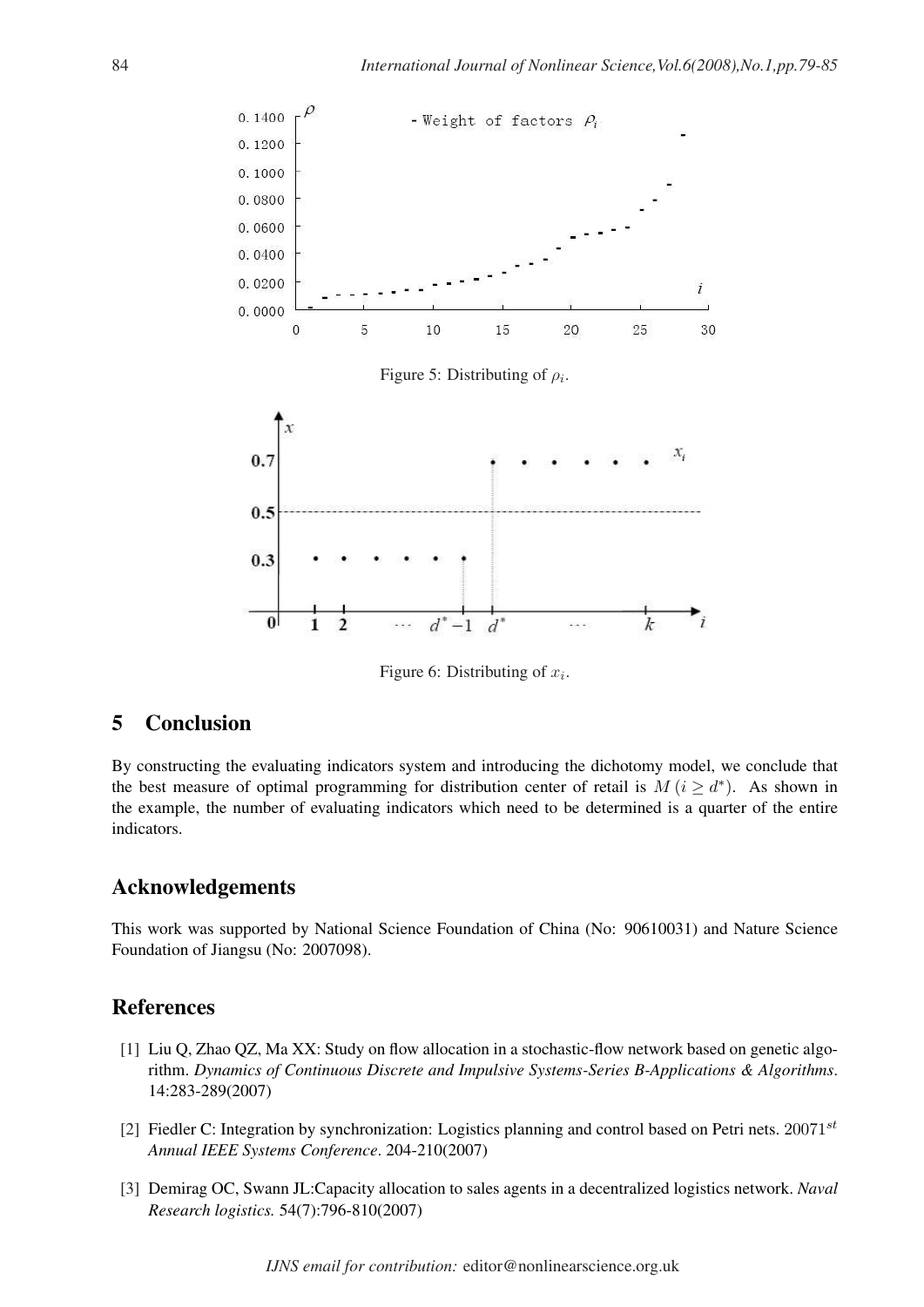Figure 5: Distributing of $\rho_i$.

Figure 6: Distributing of $x_i$.

## 5 Conclusion

By constructing the evaluating indicators system and introducing the dichotomy model, we conclude that the best measure of optimal programming for distribution center of retail is $M\,(i \geq d^*)$. As shown in the example, the number of evaluating indicators which need to be determined is a quarter of the entire indicators.

## Acknowledgements

This work was supported by National Science Foundation of China (No: 90610031) and Nature Science Foundation of Jiangsu (No: 2007098).

## References

[1] Liu Q, Zhao QZ, Ma XX: Study on flow allocation in a stochastic-flow network based on genetic algorithm. *Dynamics of Continuous Discrete and Impulsive Systems-Series B-Applications & Algorithms*. 14:283-289(2007)

[2] Fiedler C: Integration by synchronization: Logistics planning and control based on Petri nets. $20071^{st}$ *Annual IEEE Systems Conference*. 204-210(2007)

[3] Demirag OC, Swann JL:Capacity allocation to sales agents in a decentralized logistics network. *Naval Research logistics.* 54(7):796-810(2007)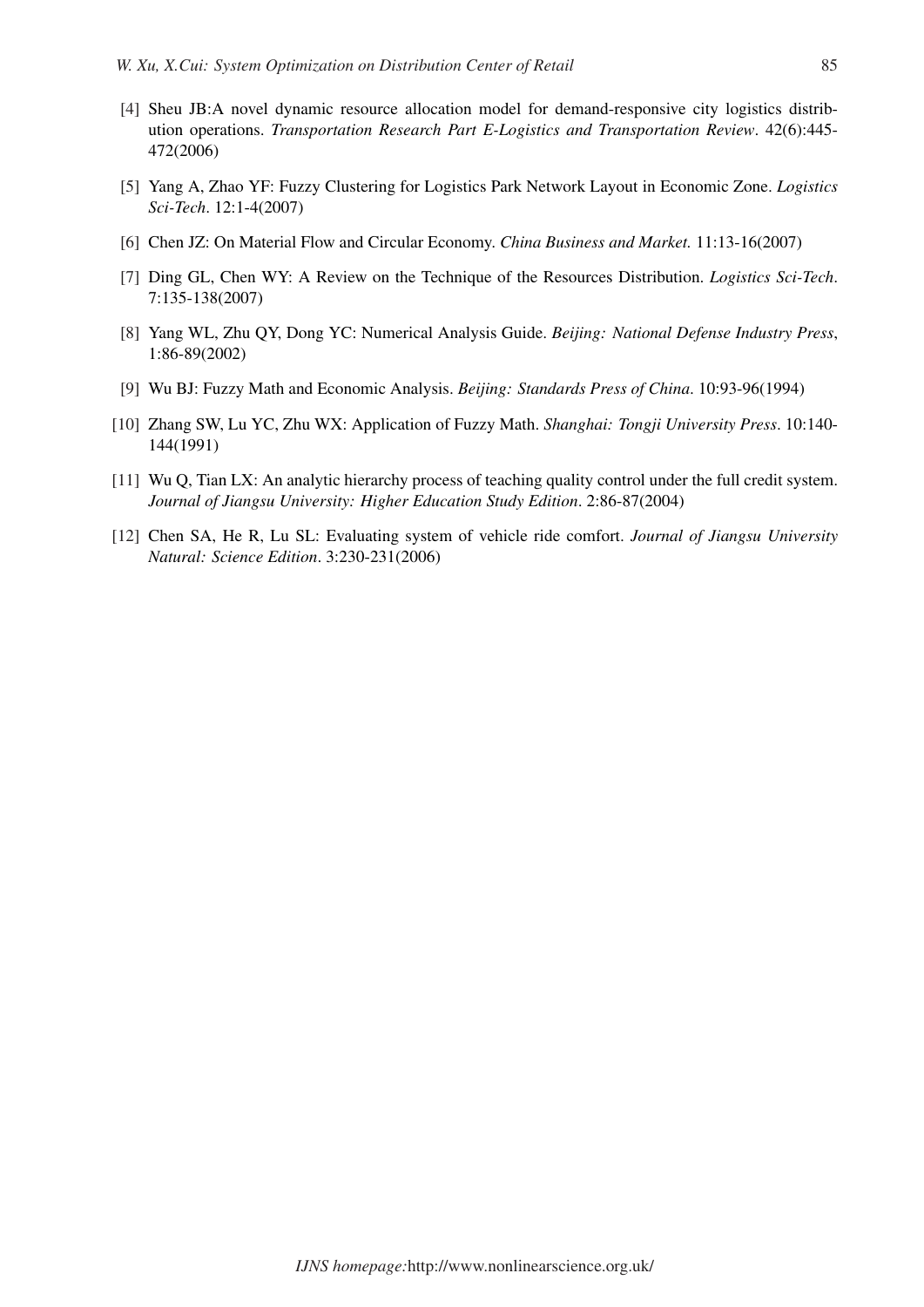[4] Sheu JB:A novel dynamic resource allocation model for demand-responsive city logistics distribution operations. *Transportation Research Part E-Logistics and Transportation Review*. 42(6):445-472(2006)

[5] Yang A, Zhao YF: Fuzzy Clustering for Logistics Park Network Layout in Economic Zone. *Logistics Sci-Tech*. 12:1-4(2007)

[6] Chen JZ: On Material Flow and Circular Economy. *China Business and Market.* 11:13-16(2007)

[7] Ding GL, Chen WY: A Review on the Technique of the Resources Distribution. *Logistics Sci-Tech*. 7:135-138(2007)

[8] Yang WL, Zhu QY, Dong YC: Numerical Analysis Guide. *Beijing: National Defense Industry Press*, 1:86-89(2002)

[9] Wu BJ: Fuzzy Math and Economic Analysis. *Beijing: Standards Press of China*. 10:93-96(1994)

[10] Zhang SW, Lu YC, Zhu WX: Application of Fuzzy Math. *Shanghai: Tongji University Press*. 10:140-144(1991)

[11] Wu Q, Tian LX: An analytic hierarchy process of teaching quality control under the full credit system. *Journal of Jiangsu University: Higher Education Study Edition*. 2:86-87(2004)

[12] Chen SA, He R, Lu SL: Evaluating system of vehicle ride comfort. *Journal of Jiangsu University Natural: Science Edition*. 3:230-231(2006)